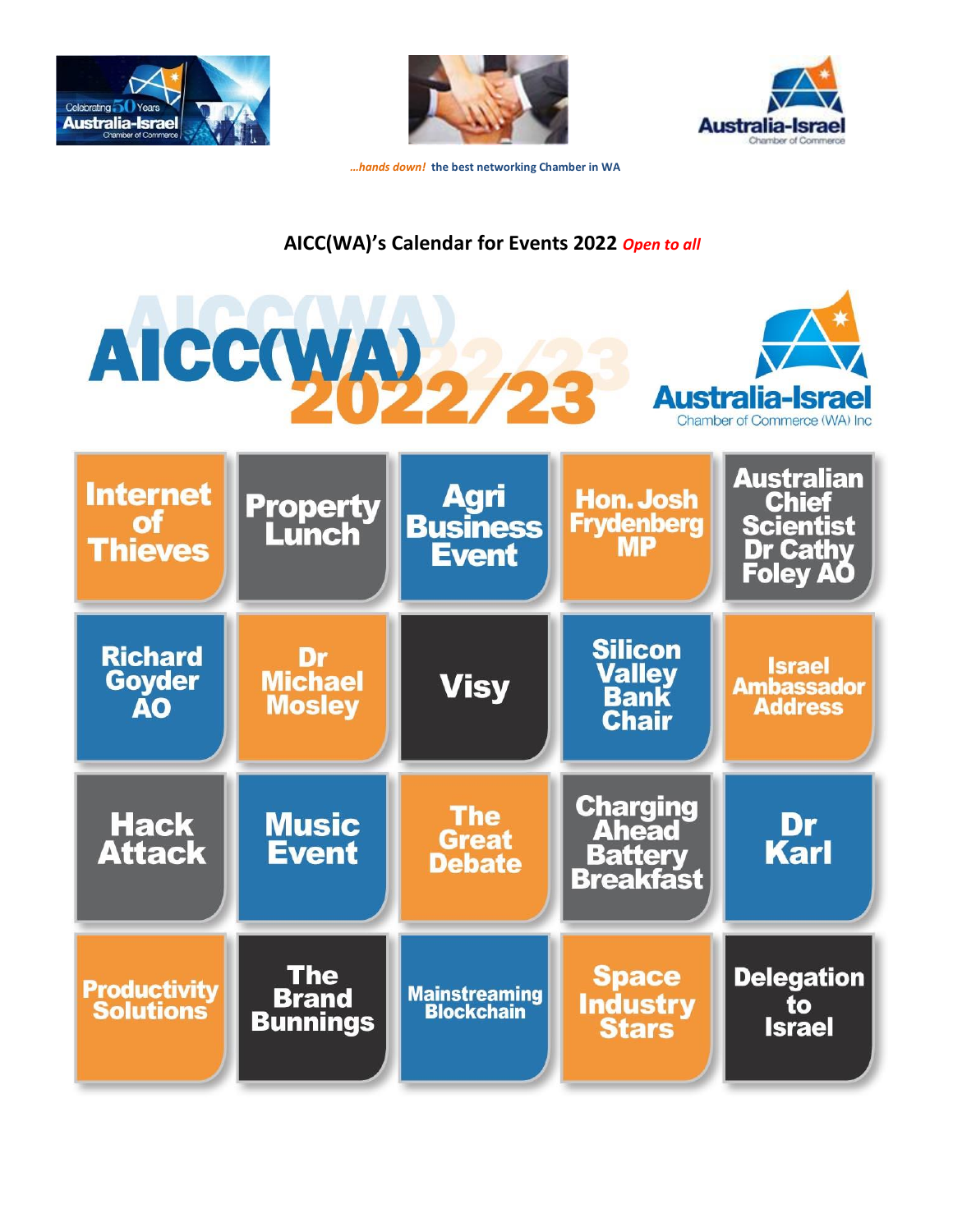*…hands down!* **the best networking Chamber in WA**

# AICC(WA)'s Calendar for Events 2022 *Open to all*

AICC(WA) 2022/23

Australia-Israel Chamber of Commerce (WA) Inc

| | | | | |
|---|---|---|---|---|
| Internet of Thieves | Property Lunch | Agri Business Event | Hon. Josh Frydenberg MP | Australian Chief Scientist Dr Cathy Foley AO |
| Richard Goyder AO | Dr Michael Mosley | Visy | Silicon Valley Bank Chair | Israel Ambassador Address |
| Hack Attack | Music Event | The Great Debate | Charging Ahead Battery Breakfast | Dr Karl |
| Productivity Solutions | The Brand Bunnings | Mainstreaming Blockchain | Space Industry Stars | Delegation to Israel |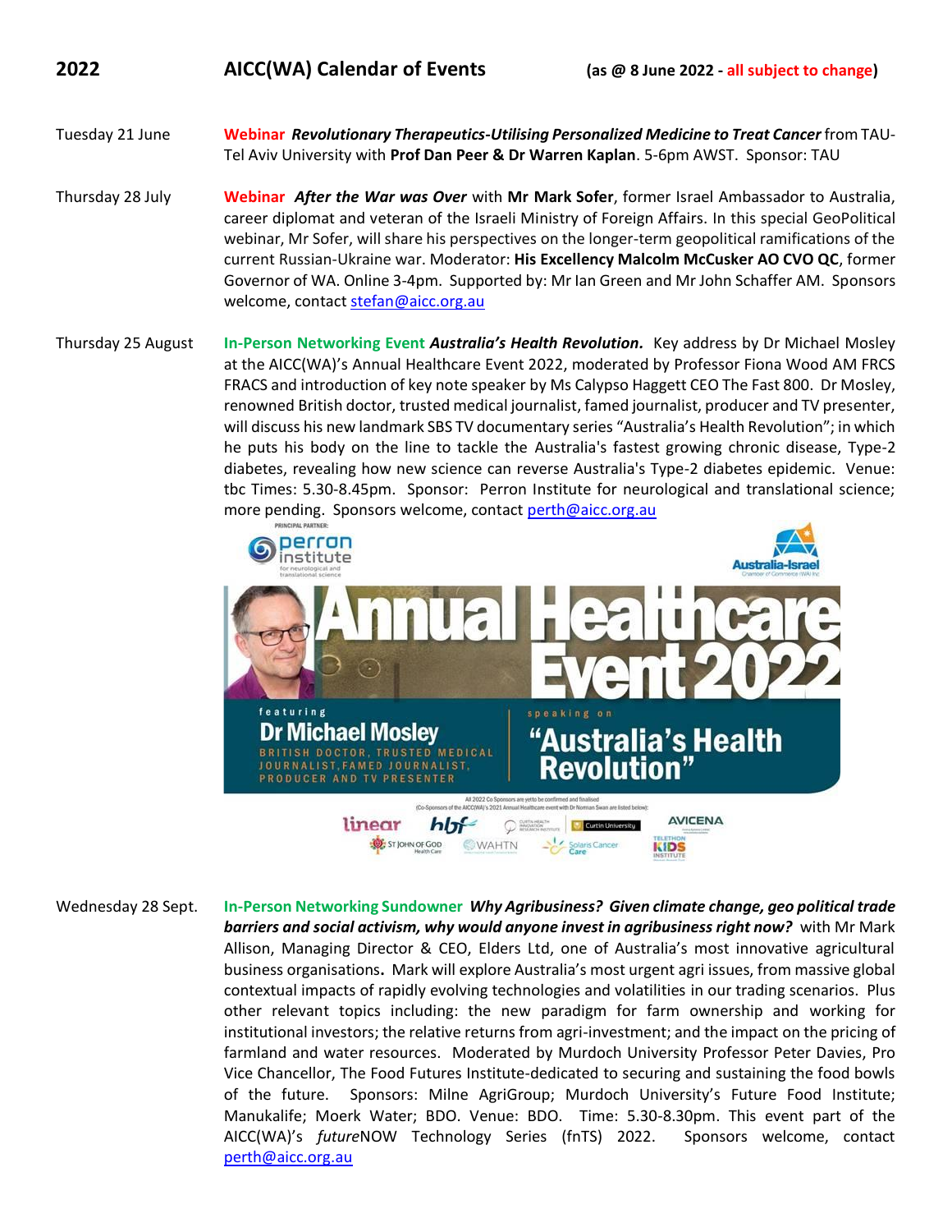# 2022 AICC(WA) Calendar of Events (as @ 8 June 2022 - all subject to change)

**Tuesday 21 June**

**Webinar** ***Revolutionary Therapeutics-Utilising Personalized Medicine to Treat Cancer*** from TAU-Tel Aviv University with **Prof Dan Peer & Dr Warren Kaplan**. 5-6pm AWST. Sponsor: TAU

**Thursday 28 July**

**Webinar** ***After the War was Over*** with **Mr Mark Sofer**, former Israel Ambassador to Australia, career diplomat and veteran of the Israeli Ministry of Foreign Affairs. In this special GeoPolitical webinar, Mr Sofer, will share his perspectives on the longer-term geopolitical ramifications of the current Russian-Ukraine war. Moderator: **His Excellency Malcolm McCusker AO CVO QC**, former Governor of WA. Online 3-4pm. Supported by: Mr Ian Green and Mr John Schaffer AM. Sponsors welcome, contact stefan@aicc.org.au

**Thursday 25 August**

**In-Person Networking Event** ***Australia's Health Revolution.*** Key address by Dr Michael Mosley at the AICC(WA)'s Annual Healthcare Event 2022, moderated by Professor Fiona Wood AM FRCS FRACS and introduction of key note speaker by Ms Calypso Haggett CEO The Fast 800. Dr Mosley, renowned British doctor, trusted medical journalist, famed journalist, producer and TV presenter, will discuss his new landmark SBS TV documentary series "Australia's Health Revolution"; in which he puts his body on the line to tackle the Australia's fastest growing chronic disease, Type-2 diabetes, revealing how new science can reverse Australia's Type-2 diabetes epidemic. Venue: tbc Times: 5.30-8.45pm. Sponsor: Perron Institute for neurological and translational science; more pending. Sponsors welcome, contact perth@aicc.org.au

**Wednesday 28 Sept.**

**In-Person Networking Sundowner** ***Why Agribusiness? Given climate change, geo political trade barriers and social activism, why would anyone invest in agribusiness right now?*** with Mr Mark Allison, Managing Director & CEO, Elders Ltd, one of Australia's most innovative agricultural business organisations**.** Mark will explore Australia's most urgent agri issues, from massive global contextual impacts of rapidly evolving technologies and volatilities in our trading scenarios. Plus other relevant topics including: the new paradigm for farm ownership and working for institutional investors; the relative returns from agri-investment; and the impact on the pricing of farmland and water resources. Moderated by Murdoch University Professor Peter Davies, Pro Vice Chancellor, The Food Futures Institute-dedicated to securing and sustaining the food bowls of the future. Sponsors: Milne AgriGroup; Murdoch University's Future Food Institute; Manukalife; Moerk Water; BDO. Venue: BDO. Time: 5.30-8.30pm. This event part of the AICC(WA)'s *future*NOW Technology Series (fnTS) 2022. Sponsors welcome, contact perth@aicc.org.au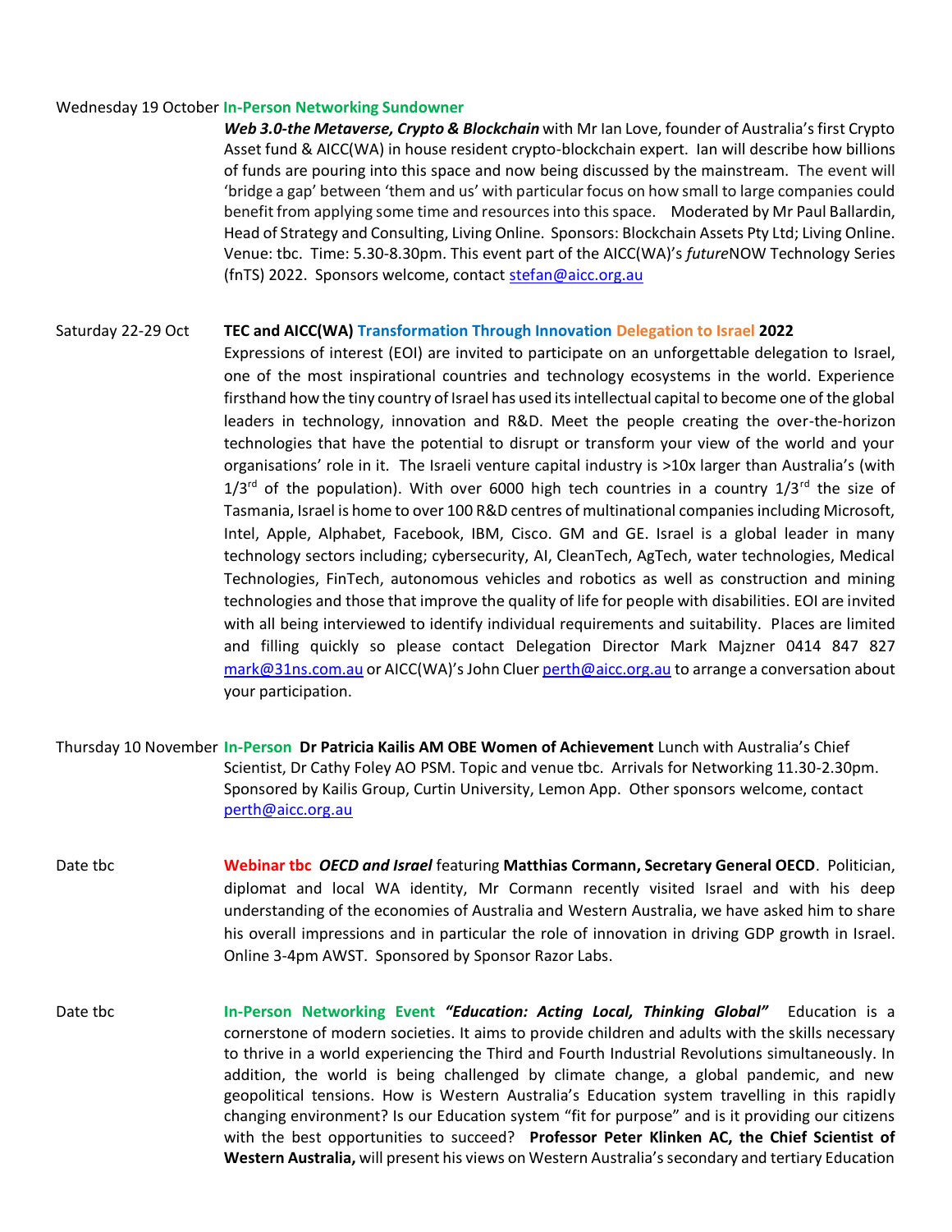Wednesday 19 October **In-Person Networking Sundowner**

***Web 3.0-the Metaverse, Crypto & Blockchain*** with Mr Ian Love, founder of Australia's first Crypto Asset fund & AICC(WA) in house resident crypto-blockchain expert. Ian will describe how billions of funds are pouring into this space and now being discussed by the mainstream. The event will 'bridge a gap' between 'them and us' with particular focus on how small to large companies could benefit from applying some time and resources into this space. Moderated by Mr Paul Ballardin, Head of Strategy and Consulting, Living Online. Sponsors: Blockchain Assets Pty Ltd; Living Online. Venue: tbc. Time: 5.30-8.30pm. This event part of the AICC(WA)'s *future*NOW Technology Series (fnTS) 2022. Sponsors welcome, contact stefan@aicc.org.au

Saturday 22-29 Oct **TEC and AICC(WA) Transformation Through Innovation Delegation to Israel 2022**

Expressions of interest (EOI) are invited to participate on an unforgettable delegation to Israel, one of the most inspirational countries and technology ecosystems in the world. Experience firsthand how the tiny country of Israel has used its intellectual capital to become one of the global leaders in technology, innovation and R&D. Meet the people creating the over-the-horizon technologies that have the potential to disrupt or transform your view of the world and your organisations' role in it. The Israeli venture capital industry is >10x larger than Australia's (with 1/3rd of the population). With over 6000 high tech countries in a country 1/3rd the size of Tasmania, Israel is home to over 100 R&D centres of multinational companies including Microsoft, Intel, Apple, Alphabet, Facebook, IBM, Cisco. GM and GE. Israel is a global leader in many technology sectors including; cybersecurity, AI, CleanTech, AgTech, water technologies, Medical Technologies, FinTech, autonomous vehicles and robotics as well as construction and mining technologies and those that improve the quality of life for people with disabilities. EOI are invited with all being interviewed to identify individual requirements and suitability. Places are limited and filling quickly so please contact Delegation Director Mark Majzner 0414 847 827 mark@31ns.com.au or AICC(WA)'s John Cluer perth@aicc.org.au to arrange a conversation about your participation.

Thursday 10 November **In-Person Dr Patricia Kailis AM OBE Women of Achievement** Lunch with Australia's Chief Scientist, Dr Cathy Foley AO PSM. Topic and venue tbc. Arrivals for Networking 11.30-2.30pm. Sponsored by Kailis Group, Curtin University, Lemon App. Other sponsors welcome, contact perth@aicc.org.au

Date tbc **Webinar tbc** ***OECD and Israel*** featuring **Matthias Cormann, Secretary General OECD**. Politician, diplomat and local WA identity, Mr Cormann recently visited Israel and with his deep understanding of the economies of Australia and Western Australia, we have asked him to share his overall impressions and in particular the role of innovation in driving GDP growth in Israel. Online 3-4pm AWST. Sponsored by Sponsor Razor Labs.

Date tbc **In-Person Networking Event** ***"Education: Acting Local, Thinking Global"*** Education is a cornerstone of modern societies. It aims to provide children and adults with the skills necessary to thrive in a world experiencing the Third and Fourth Industrial Revolutions simultaneously. In addition, the world is being challenged by climate change, a global pandemic, and new geopolitical tensions. How is Western Australia's Education system travelling in this rapidly changing environment? Is our Education system "fit for purpose" and is it providing our citizens with the best opportunities to succeed? **Professor Peter Klinken AC, the Chief Scientist of Western Australia,** will present his views on Western Australia's secondary and tertiary Education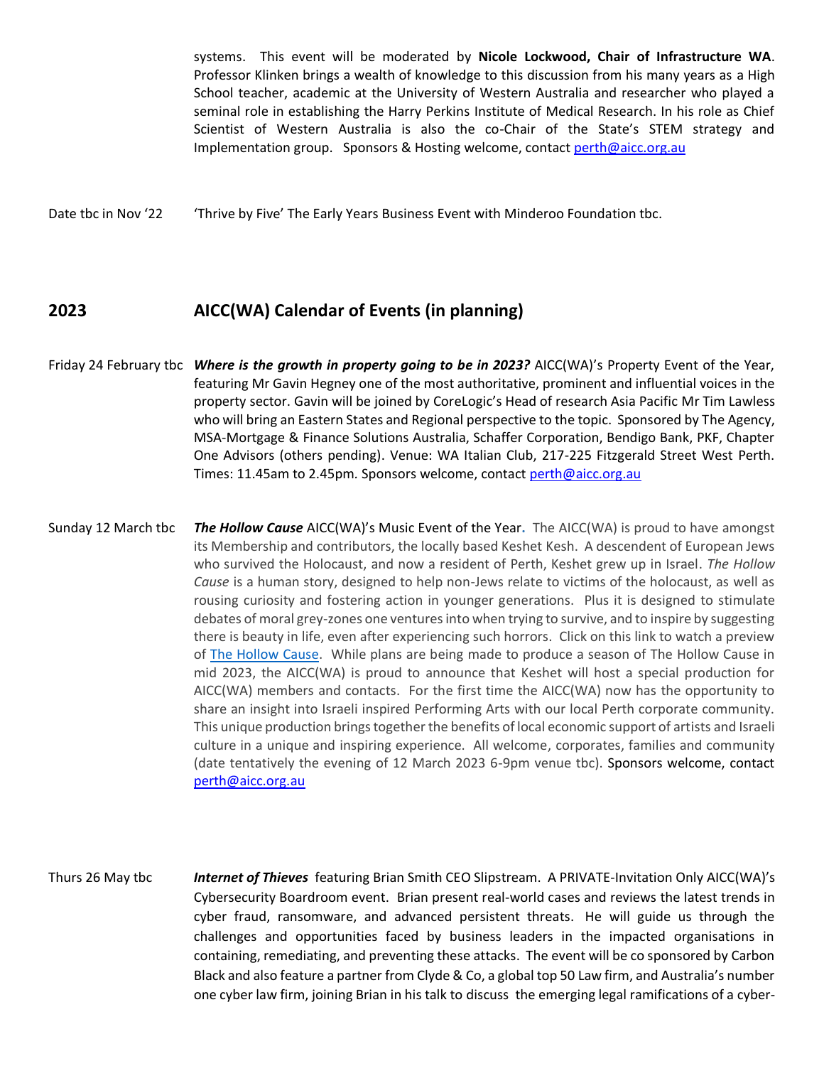systems. This event will be moderated by **Nicole Lockwood, Chair of Infrastructure WA**. Professor Klinken brings a wealth of knowledge to this discussion from his many years as a High School teacher, academic at the University of Western Australia and researcher who played a seminal role in establishing the Harry Perkins Institute of Medical Research. In his role as Chief Scientist of Western Australia is also the co-Chair of the State's STEM strategy and Implementation group. Sponsors & Hosting welcome, contact perth@aicc.org.au

Date tbc in Nov '22 — 'Thrive by Five' The Early Years Business Event with Minderoo Foundation tbc.

## 2023 AICC(WA) Calendar of Events (in planning)

Friday 24 February tbc — ***Where is the growth in property going to be in 2023?*** AICC(WA)'s Property Event of the Year, featuring Mr Gavin Hegney one of the most authoritative, prominent and influential voices in the property sector. Gavin will be joined by CoreLogic's Head of research Asia Pacific Mr Tim Lawless who will bring an Eastern States and Regional perspective to the topic. Sponsored by The Agency, MSA-Mortgage & Finance Solutions Australia, Schaffer Corporation, Bendigo Bank, PKF, Chapter One Advisors (others pending). Venue: WA Italian Club, 217-225 Fitzgerald Street West Perth. Times: 11.45am to 2.45pm. Sponsors welcome, contact perth@aicc.org.au

Sunday 12 March tbc — ***The Hollow Cause*** AICC(WA)'s Music Event of the Year. The AICC(WA) is proud to have amongst its Membership and contributors, the locally based Keshet Kesh. A descendent of European Jews who survived the Holocaust, and now a resident of Perth, Keshet grew up in Israel. *The Hollow Cause* is a human story, designed to help non-Jews relate to victims of the holocaust, as well as rousing curiosity and fostering action in younger generations. Plus it is designed to stimulate debates of moral grey-zones one ventures into when trying to survive, and to inspire by suggesting there is beauty in life, even after experiencing such horrors. Click on this link to watch a preview of The Hollow Cause. While plans are being made to produce a season of The Hollow Cause in mid 2023, the AICC(WA) is proud to announce that Keshet will host a special production for AICC(WA) members and contacts. For the first time the AICC(WA) now has the opportunity to share an insight into Israeli inspired Performing Arts with our local Perth corporate community. This unique production brings together the benefits of local economic support of artists and Israeli culture in a unique and inspiring experience. All welcome, corporates, families and community (date tentatively the evening of 12 March 2023 6-9pm venue tbc). Sponsors welcome, contact perth@aicc.org.au

Thurs 26 May tbc — ***Internet of Thieves*** featuring Brian Smith CEO Slipstream. A PRIVATE-Invitation Only AICC(WA)'s Cybersecurity Boardroom event. Brian present real-world cases and reviews the latest trends in cyber fraud, ransomware, and advanced persistent threats. He will guide us through the challenges and opportunities faced by business leaders in the impacted organisations in containing, remediating, and preventing these attacks. The event will be co sponsored by Carbon Black and also feature a partner from Clyde & Co, a global top 50 Law firm, and Australia's number one cyber law firm, joining Brian in his talk to discuss the emerging legal ramifications of a cyber-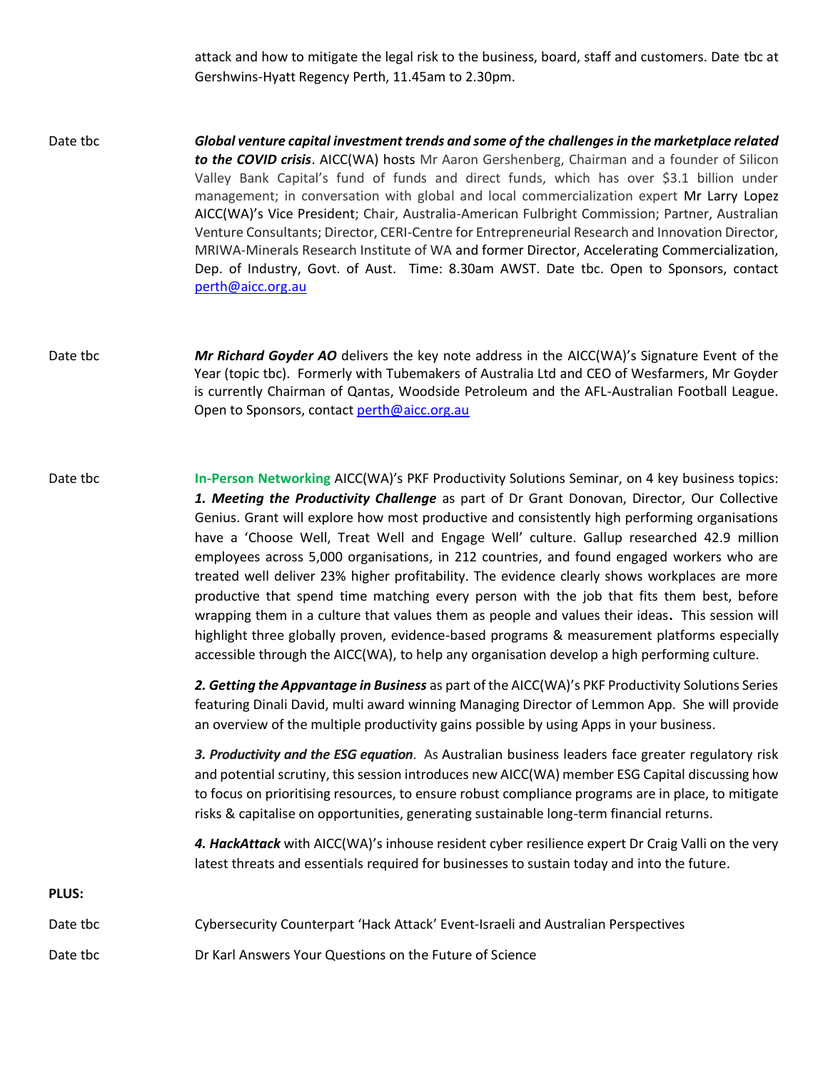attack and how to mitigate the legal risk to the business, board, staff and customers. Date tbc at Gershwins-Hyatt Regency Perth, 11.45am to 2.30pm.

Date tbc

***Global venture capital investment trends and some of the challenges in the marketplace related to the COVID crisis***. AICC(WA) hosts Mr Aaron Gershenberg, Chairman and a founder of Silicon Valley Bank Capital's fund of funds and direct funds, which has over $3.1 billion under management; in conversation with global and local commercialization expert Mr Larry Lopez AICC(WA)'s Vice President; Chair, Australia-American Fulbright Commission; Partner, Australian Venture Consultants; Director, CERI-Centre for Entrepreneurial Research and Innovation Director, MRIWA-Minerals Research Institute of WA and former Director, Accelerating Commercialization, Dep. of Industry, Govt. of Aust. Time: 8.30am AWST. Date tbc. Open to Sponsors, contact perth@aicc.org.au

Date tbc

***Mr Richard Goyder AO*** delivers the key note address in the AICC(WA)'s Signature Event of the Year (topic tbc). Formerly with Tubemakers of Australia Ltd and CEO of Wesfarmers, Mr Goyder is currently Chairman of Qantas, Woodside Petroleum and the AFL-Australian Football League. Open to Sponsors, contact perth@aicc.org.au

Date tbc

**In-Person Networking** AICC(WA)'s PKF Productivity Solutions Seminar, on 4 key business topics:

***1. Meeting the Productivity Challenge*** as part of Dr Grant Donovan, Director, Our Collective Genius. Grant will explore how most productive and consistently high performing organisations have a 'Choose Well, Treat Well and Engage Well' culture. Gallup researched 42.9 million employees across 5,000 organisations, in 212 countries, and found engaged workers who are treated well deliver 23% higher profitability. The evidence clearly shows workplaces are more productive that spend time matching every person with the job that fits them best, before wrapping them in a culture that values them as people and values their ideas**.** This session will highlight three globally proven, evidence-based programs & measurement platforms especially accessible through the AICC(WA), to help any organisation develop a high performing culture.

***2. Getting the Appvantage in Business*** as part of the AICC(WA)'s PKF Productivity Solutions Series featuring Dinali David, multi award winning Managing Director of Lemmon App. She will provide an overview of the multiple productivity gains possible by using Apps in your business.

***3. Productivity and the ESG equation****.* As Australian business leaders face greater regulatory risk and potential scrutiny, this session introduces new AICC(WA) member ESG Capital discussing how to focus on prioritising resources, to ensure robust compliance programs are in place, to mitigate risks & capitalise on opportunities, generating sustainable long-term financial returns.

***4. HackAttack*** with AICC(WA)'s inhouse resident cyber resilience expert Dr Craig Valli on the very latest threats and essentials required for businesses to sustain today and into the future.

**PLUS:**

Date tbc — Cybersecurity Counterpart 'Hack Attack' Event-Israeli and Australian Perspectives

Date tbc — Dr Karl Answers Your Questions on the Future of Science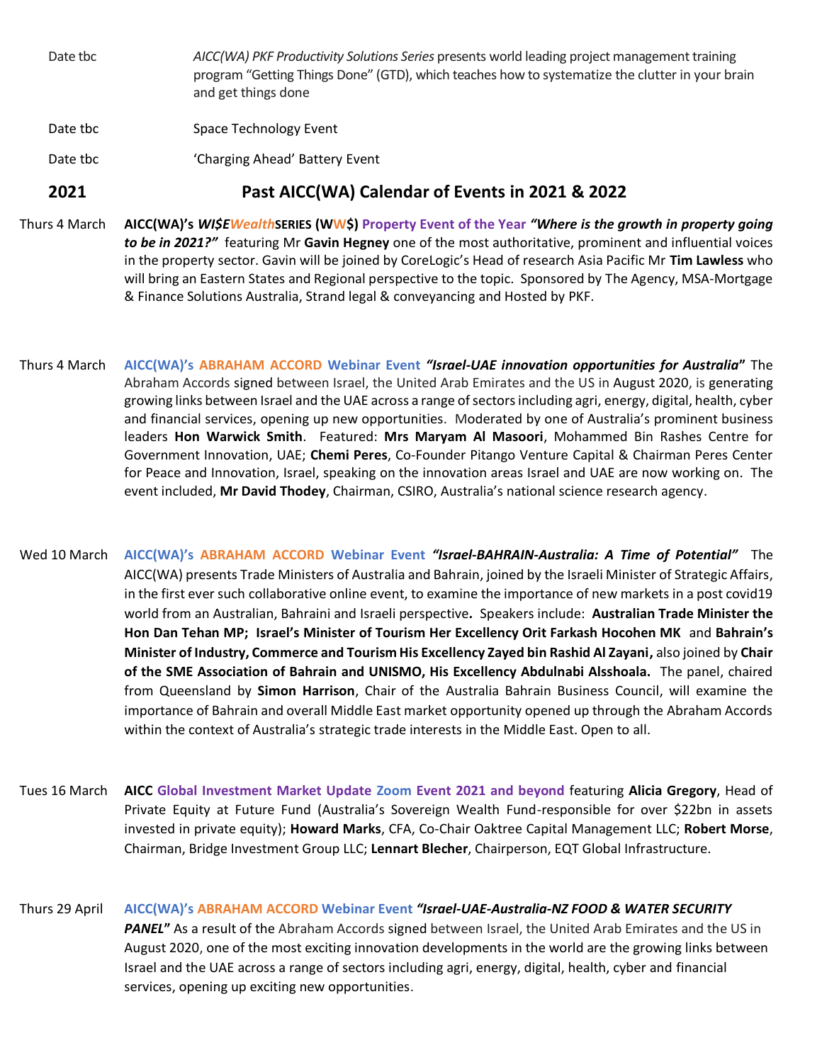| | |
|---|---|
| Date tbc | *AICC(WA) PKF Productivity Solutions Series* presents world leading project management training program "Getting Things Done" (GTD), which teaches how to systematize the clutter in your brain and get things done |
| Date tbc | Space Technology Event |
| Date tbc | 'Charging Ahead' Battery Event |

## 2021 Past AICC(WA) Calendar of Events in 2021 & 2022

**Thurs 4 March** — **AICC(WA)'s *WI$EWealth*SERIES (WW$) Property Event of the Year *"Where is the growth in property going to be in 2021?"*** featuring Mr **Gavin Hegney** one of the most authoritative, prominent and influential voices in the property sector. Gavin will be joined by CoreLogic's Head of research Asia Pacific Mr **Tim Lawless** who will bring an Eastern States and Regional perspective to the topic. Sponsored by The Agency, MSA-Mortgage & Finance Solutions Australia, Strand legal & conveyancing and Hosted by PKF.

**Thurs 4 March** — **AICC(WA)'s ABRAHAM ACCORD Webinar Event *"Israel-UAE innovation opportunities for Australia"*** The Abraham Accords signed between Israel, the United Arab Emirates and the US in August 2020, is generating growing links between Israel and the UAE across a range of sectors including agri, energy, digital, health, cyber and financial services, opening up new opportunities. Moderated by one of Australia's prominent business leaders **Hon Warwick Smith**. Featured: **Mrs Maryam Al Masoori**, Mohammed Bin Rashes Centre for Government Innovation, UAE; **Chemi Peres**, Co-Founder Pitango Venture Capital & Chairman Peres Center for Peace and Innovation, Israel, speaking on the innovation areas Israel and UAE are now working on. The event included, **Mr David Thodey**, Chairman, CSIRO, Australia's national science research agency.

**Wed 10 March** — **AICC(WA)'s ABRAHAM ACCORD Webinar Event *"Israel-BAHRAIN-Australia: A Time of Potential"*** The AICC(WA) presents Trade Ministers of Australia and Bahrain, joined by the Israeli Minister of Strategic Affairs, in the first ever such collaborative online event, to examine the importance of new markets in a post covid19 world from an Australian, Bahraini and Israeli perspective***.*** Speakers include: **Australian Trade Minister the Hon Dan Tehan MP; Israel's Minister of Tourism Her Excellency Orit Farkash Hocohen MK** and **Bahrain's Minister of Industry, Commerce and Tourism His Excellency Zayed bin Rashid Al Zayani,** also joined by **Chair of the SME Association of Bahrain and UNISMO, His Excellency Abdulnabi Alsshoala.** The panel, chaired from Queensland by **Simon Harrison**, Chair of the Australia Bahrain Business Council, will examine the importance of Bahrain and overall Middle East market opportunity opened up through the Abraham Accords within the context of Australia's strategic trade interests in the Middle East. Open to all.

**Tues 16 March** — **AICC Global Investment Market Update Zoom Event 2021 and beyond** featuring **Alicia Gregory**, Head of Private Equity at Future Fund (Australia's Sovereign Wealth Fund-responsible for over $22bn in assets invested in private equity); **Howard Marks**, CFA, Co-Chair Oaktree Capital Management LLC; **Robert Morse**, Chairman, Bridge Investment Group LLC; **Lennart Blecher**, Chairperson, EQT Global Infrastructure.

**Thurs 29 April** — **AICC(WA)'s ABRAHAM ACCORD Webinar Event *"Israel-UAE-Australia-NZ FOOD & WATER SECURITY PANEL"*** As a result of the Abraham Accords signed between Israel, the United Arab Emirates and the US in August 2020, one of the most exciting innovation developments in the world are the growing links between Israel and the UAE across a range of sectors including agri, energy, digital, health, cyber and financial services, opening up exciting new opportunities.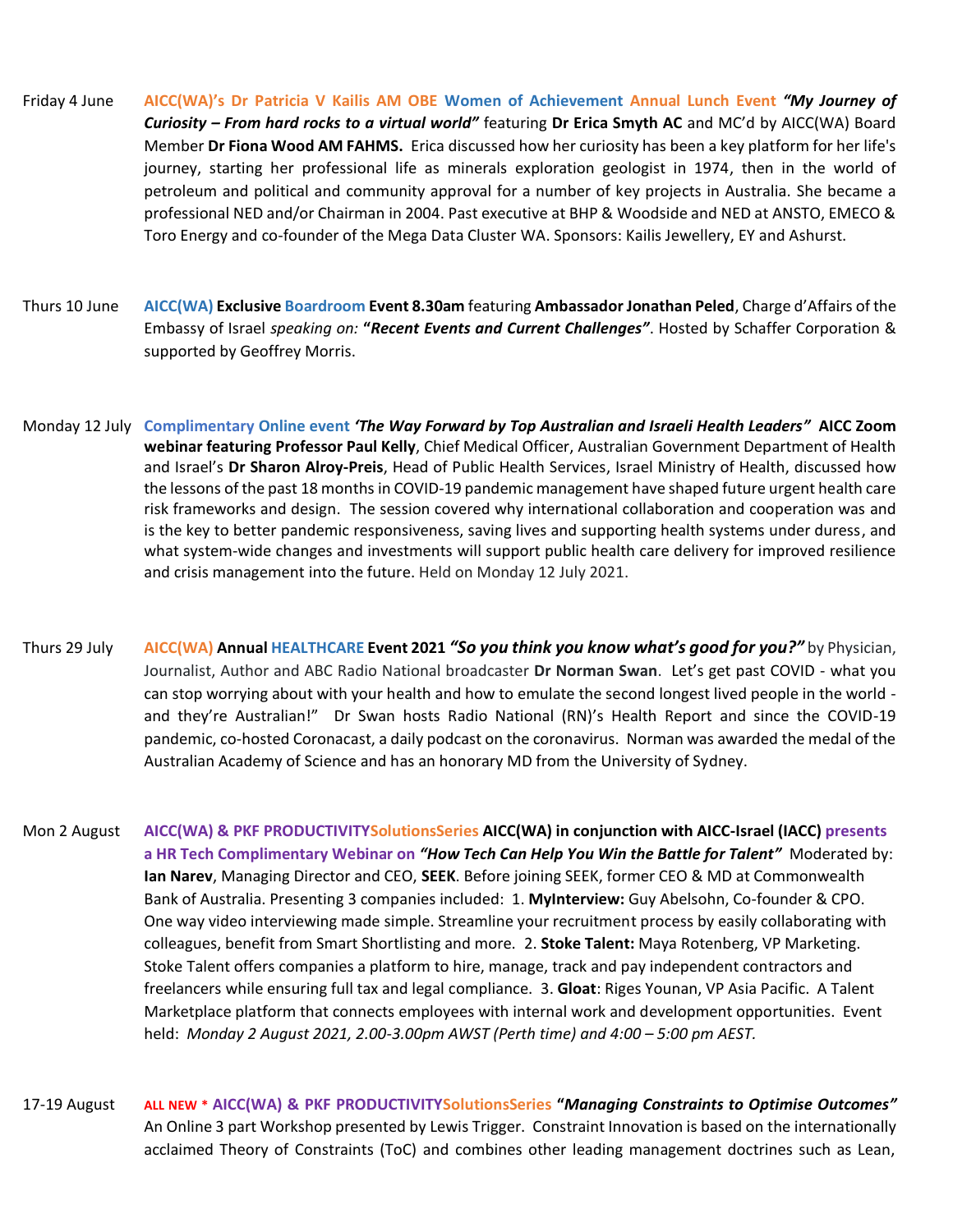Friday 4 June **AICC(WA)'s Dr Patricia V Kailis AM OBE Women of Achievement Annual Lunch Event** ***"My Journey of Curiosity – From hard rocks to a virtual world"*** featuring **Dr Erica Smyth AC** and MC'd by AICC(WA) Board Member **Dr Fiona Wood AM FAHMS.** Erica discussed how her curiosity has been a key platform for her life's journey, starting her professional life as minerals exploration geologist in 1974, then in the world of petroleum and political and community approval for a number of key projects in Australia. She became a professional NED and/or Chairman in 2004. Past executive at BHP & Woodside and NED at ANSTO, EMECO & Toro Energy and co-founder of the Mega Data Cluster WA. Sponsors: Kailis Jewellery, EY and Ashurst.

Thurs 10 June **AICC(WA) Exclusive Boardroom Event 8.30am** featuring **Ambassador Jonathan Peled**, Charge d'Affairs of the Embassy of Israel *speaking on:* **"*Recent Events and Current Challenges*"**. Hosted by Schaffer Corporation & supported by Geoffrey Morris.

Monday 12 July **Complimentary Online event** ***'The Way Forward by Top Australian and Israeli Health Leaders"*** **AICC Zoom webinar featuring Professor Paul Kelly**, Chief Medical Officer, Australian Government Department of Health and Israel's **Dr Sharon Alroy-Preis**, Head of Public Health Services, Israel Ministry of Health, discussed how the lessons of the past 18 months in COVID-19 pandemic management have shaped future urgent health care risk frameworks and design. The session covered why international collaboration and cooperation was and is the key to better pandemic responsiveness, saving lives and supporting health systems under duress, and what system-wide changes and investments will support public health care delivery for improved resilience and crisis management into the future. Held on Monday 12 July 2021.

Thurs 29 July **AICC(WA) Annual HEALTHCARE Event 2021** ***"So you think you know what's good for you?"*** by Physician, Journalist, Author and ABC Radio National broadcaster **Dr Norman Swan**. Let's get past COVID - what you can stop worrying about with your health and how to emulate the second longest lived people in the world - and they're Australian!" Dr Swan hosts Radio National (RN)'s Health Report and since the COVID-19 pandemic, co-hosted Coronacast, a daily podcast on the coronavirus. Norman was awarded the medal of the Australian Academy of Science and has an honorary MD from the University of Sydney.

Mon 2 August **AICC(WA) & PKF PRODUCTIVITYSolutionsSeries AICC(WA) in conjunction with AICC-Israel (IACC) presents a HR Tech Complimentary Webinar on** ***"How Tech Can Help You Win the Battle for Talent"*** Moderated by: **Ian Narev**, Managing Director and CEO, **SEEK**. Before joining SEEK, former CEO & MD at Commonwealth Bank of Australia. Presenting 3 companies included: 1. **MyInterview:** Guy Abelsohn, Co-founder & CPO. One way video interviewing made simple. Streamline your recruitment process by easily collaborating with colleagues, benefit from Smart Shortlisting and more. 2. **Stoke Talent:** Maya Rotenberg, VP Marketing. Stoke Talent offers companies a platform to hire, manage, track and pay independent contractors and freelancers while ensuring full tax and legal compliance. 3. **Gloat**: Riges Younan, VP Asia Pacific. A Talent Marketplace platform that connects employees with internal work and development opportunities. Event held: *Monday 2 August 2021, 2.00-3.00pm AWST (Perth time) and 4:00 – 5:00 pm AEST.*

17-19 August **ALL NEW * AICC(WA) & PKF PRODUCTIVITYSolutionsSeries "*Managing Constraints to Optimise Outcomes"*** An Online 3 part Workshop presented by Lewis Trigger. Constraint Innovation is based on the internationally acclaimed Theory of Constraints (ToC) and combines other leading management doctrines such as Lean,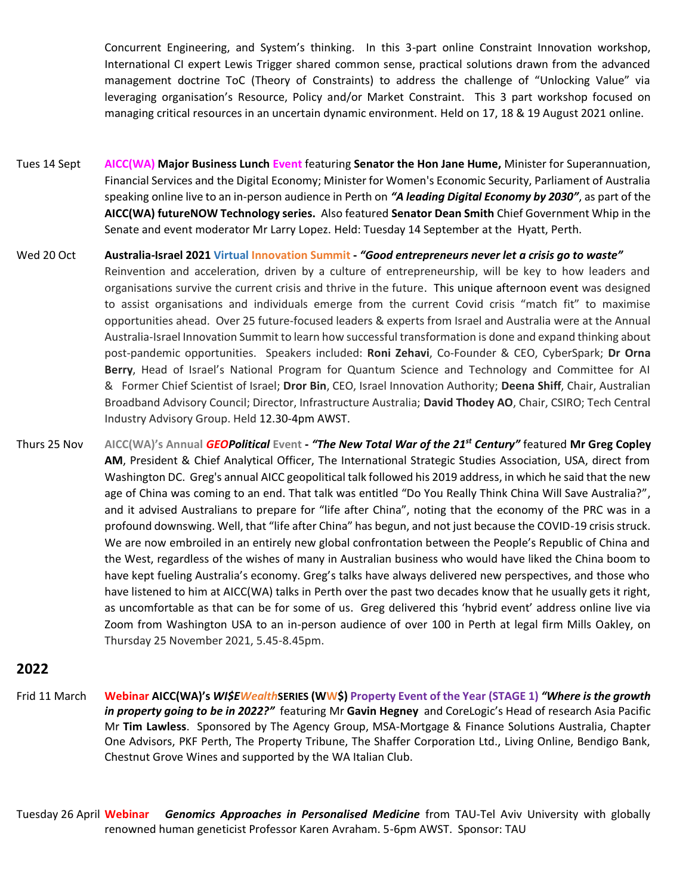Concurrent Engineering, and System's thinking. In this 3-part online Constraint Innovation workshop, International CI expert Lewis Trigger shared common sense, practical solutions drawn from the advanced management doctrine ToC (Theory of Constraints) to address the challenge of "Unlocking Value" via leveraging organisation's Resource, Policy and/or Market Constraint. This 3 part workshop focused on managing critical resources in an uncertain dynamic environment. Held on 17, 18 & 19 August 2021 online.

Tues 14 Sept — **AICC(WA) Major Business Lunch Event** featuring **Senator the Hon Jane Hume,** Minister for Superannuation, Financial Services and the Digital Economy; Minister for Women's Economic Security, Parliament of Australia speaking online live to an in-person audience in Perth on ***"A leading Digital Economy by 2030"***, as part of the **AICC(WA) futureNOW Technology series.** Also featured **Senator Dean Smith** Chief Government Whip in the Senate and event moderator Mr Larry Lopez. Held: Tuesday 14 September at the Hyatt, Perth.

Wed 20 Oct — **Australia-Israel 2021 Virtual Innovation Summit** - ***"Good entrepreneurs never let a crisis go to waste"***
Reinvention and acceleration, driven by a culture of entrepreneurship, will be key to how leaders and organisations survive the current crisis and thrive in the future. This unique afternoon event was designed to assist organisations and individuals emerge from the current Covid crisis "match fit" to maximise opportunities ahead. Over 25 future-focused leaders & experts from Israel and Australia were at the Annual Australia-Israel Innovation Summit to learn how successful transformation is done and expand thinking about post-pandemic opportunities. Speakers included: **Roni Zehavi**, Co-Founder & CEO, CyberSpark; **Dr Orna Berry**, Head of Israel's National Program for Quantum Science and Technology and Committee for AI & Former Chief Scientist of Israel; **Dror Bin**, CEO, Israel Innovation Authority; **Deena Shiff**, Chair, Australian Broadband Advisory Council; Director, Infrastructure Australia; **David Thodey AO**, Chair, CSIRO; Tech Central Industry Advisory Group. Held 12.30-4pm AWST.

Thurs 25 Nov — **AICC(WA)'s Annual *GEOPolitical* Event** - ***"The New Total War of the 21st Century"*** featured **Mr Greg Copley AM**, President & Chief Analytical Officer, The International Strategic Studies Association, USA, direct from Washington DC. Greg's annual AICC geopolitical talk followed his 2019 address, in which he said that the new age of China was coming to an end. That talk was entitled "Do You Really Think China Will Save Australia?", and it advised Australians to prepare for "life after China", noting that the economy of the PRC was in a profound downswing. Well, that "life after China" has begun, and not just because the COVID-19 crisis struck. We are now embroiled in an entirely new global confrontation between the People's Republic of China and the West, regardless of the wishes of many in Australian business who would have liked the China boom to have kept fueling Australia's economy. Greg's talks have always delivered new perspectives, and those who have listened to him at AICC(WA) talks in Perth over the past two decades know that he usually gets it right, as uncomfortable as that can be for some of us. Greg delivered this 'hybrid event' address online live via Zoom from Washington USA to an in-person audience of over 100 in Perth at legal firm Mills Oakley, on Thursday 25 November 2021, 5.45-8.45pm.

## 2022

Frid 11 March — **Webinar AICC(WA)'s *WI$EWealth*SERIES (WW$) Property Event of the Year (STAGE 1)** ***"Where is the growth in property going to be in 2022?"*** featuring Mr **Gavin Hegney** and CoreLogic's Head of research Asia Pacific Mr **Tim Lawless**. Sponsored by The Agency Group, MSA-Mortgage & Finance Solutions Australia, Chapter One Advisors, PKF Perth, The Property Tribune, The Shaffer Corporation Ltd., Living Online, Bendigo Bank, Chestnut Grove Wines and supported by the WA Italian Club.

Tuesday 26 April — **Webinar** ***Genomics Approaches in Personalised Medicine*** from TAU-Tel Aviv University with globally renowned human geneticist Professor Karen Avraham. 5-6pm AWST. Sponsor: TAU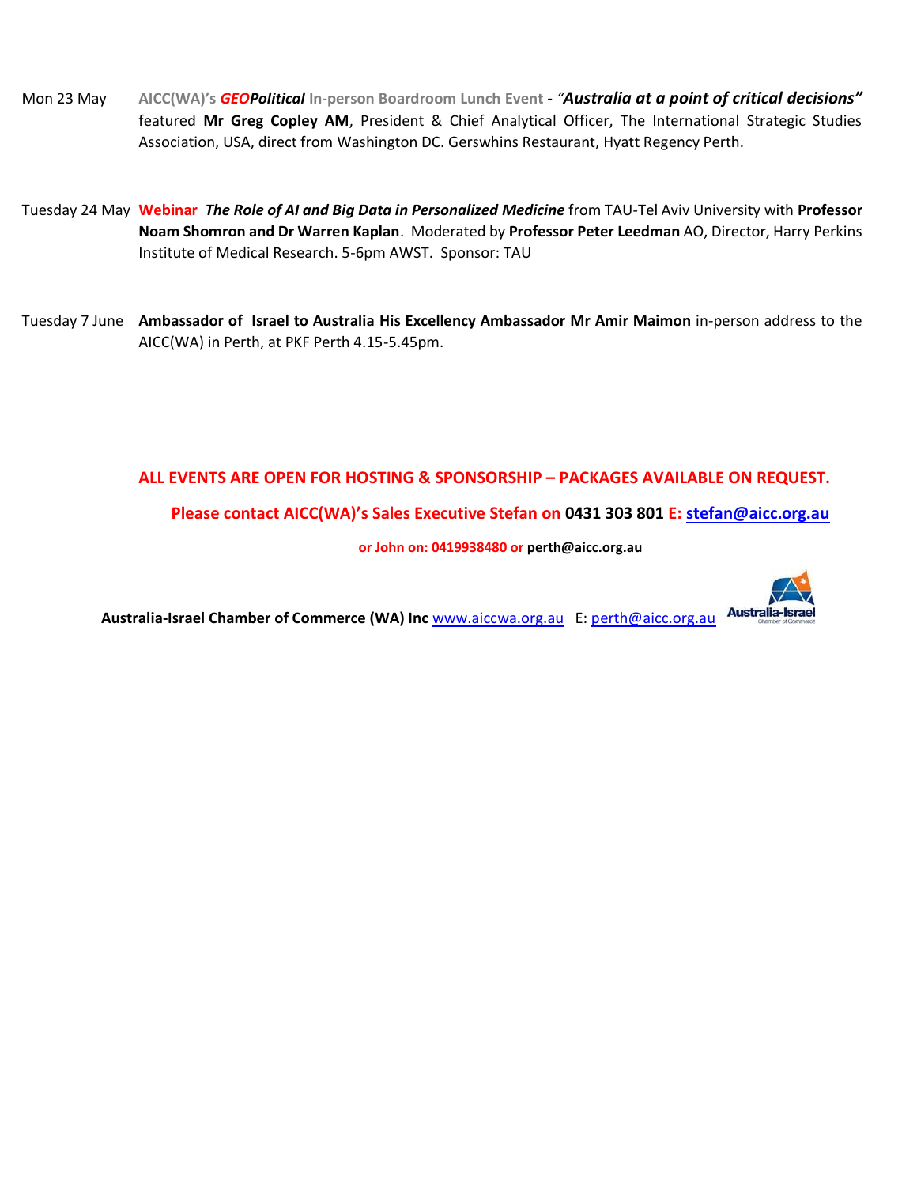Mon 23 May **AICC(WA)'s *GEOPolitical* In-person Boardroom Lunch Event** - *"Australia at a point of critical decisions"* featured **Mr Greg Copley AM**, President & Chief Analytical Officer, The International Strategic Studies Association, USA, direct from Washington DC. Gerswhins Restaurant, Hyatt Regency Perth.

Tuesday 24 May **Webinar** ***The Role of AI and Big Data in Personalized Medicine*** from TAU-Tel Aviv University with **Professor Noam Shomron and Dr Warren Kaplan**. Moderated by **Professor Peter Leedman** AO, Director, Harry Perkins Institute of Medical Research. 5-6pm AWST. Sponsor: TAU

Tuesday 7 June **Ambassador of Israel to Australia His Excellency Ambassador Mr Amir Maimon** in-person address to the AICC(WA) in Perth, at PKF Perth 4.15-5.45pm.

**ALL EVENTS ARE OPEN FOR HOSTING & SPONSORSHIP – PACKAGES AVAILABLE ON REQUEST.**

**Please contact AICC(WA)'s Sales Executive Stefan on 0431 303 801 E: stefan@aicc.org.au**

**or John on: 0419938480 or perth@aicc.org.au**

**Australia-Israel Chamber of Commerce (WA) Inc** www.aiccwa.org.au E: perth@aicc.org.au

Australia-Israel Chamber of Commerce